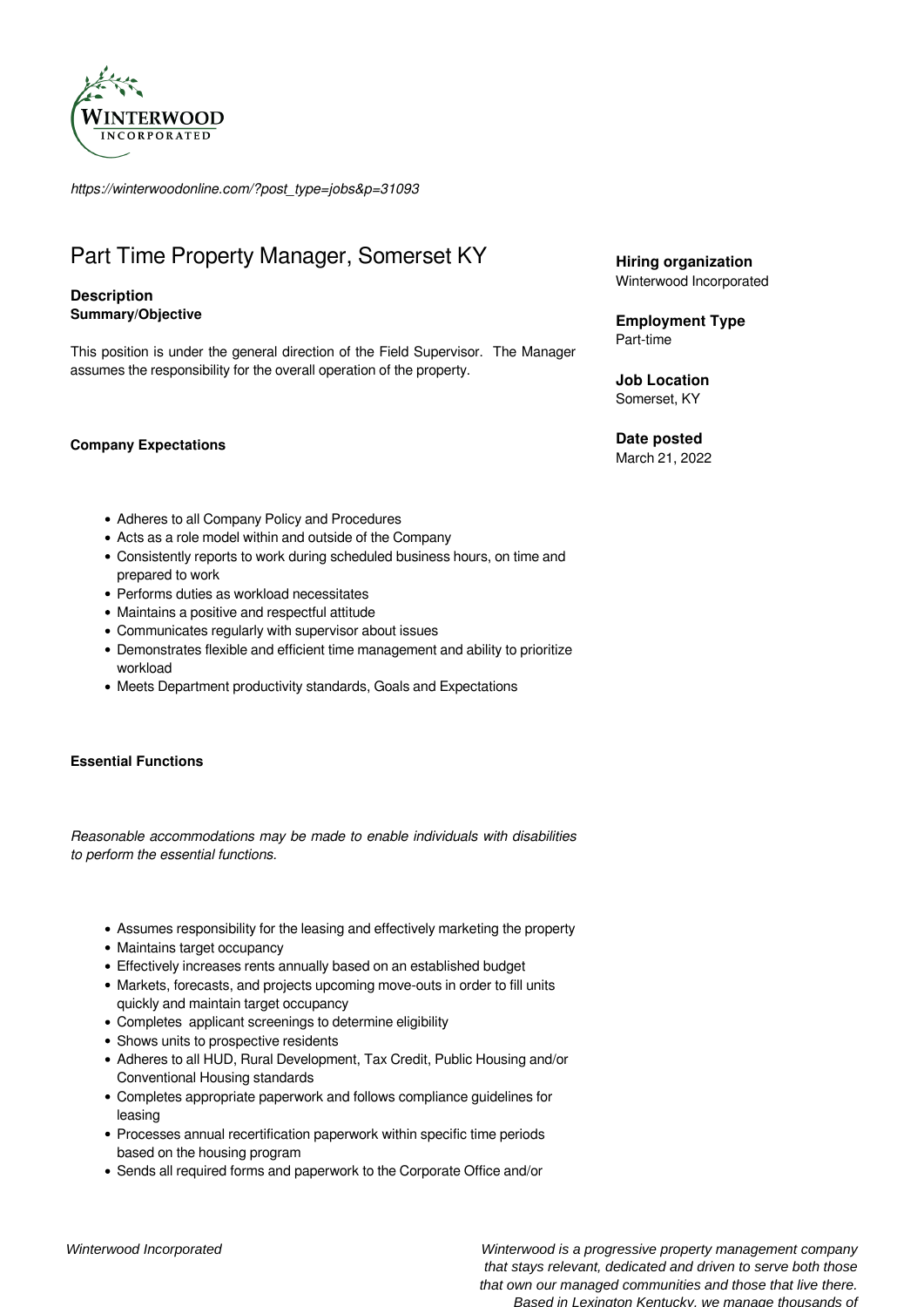https://winterwoodonline.com/?post_type=jobs&p=31093

# Part Time Property Manager, Somerset KY

**Hiring organization**
Winterwood Incorporated

**Employment Type**
Part-time

**Job Location**
Somerset, KY

**Date posted**
March 21, 2022

## Description

**Summary/Objective**

This position is under the general direction of the Field Supervisor. The Manager assumes the responsibility for the overall operation of the property.

**Company Expectations**

- Adheres to all Company Policy and Procedures
- Acts as a role model within and outside of the Company
- Consistently reports to work during scheduled business hours, on time and prepared to work
- Performs duties as workload necessitates
- Maintains a positive and respectful attitude
- Communicates regularly with supervisor about issues
- Demonstrates flexible and efficient time management and ability to prioritize workload
- Meets Department productivity standards, Goals and Expectations

**Essential Functions**

*Reasonable accommodations may be made to enable individuals with disabilities to perform the essential functions.*

- Assumes responsibility for the leasing and effectively marketing the property
- Maintains target occupancy
- Effectively increases rents annually based on an established budget
- Markets, forecasts, and projects upcoming move-outs in order to fill units quickly and maintain target occupancy
- Completes applicant screenings to determine eligibility
- Shows units to prospective residents
- Adheres to all HUD, Rural Development, Tax Credit, Public Housing and/or Conventional Housing standards
- Completes appropriate paperwork and follows compliance guidelines for leasing
- Processes annual recertification paperwork within specific time periods based on the housing program
- Sends all required forms and paperwork to the Corporate Office and/or

*Winterwood Incorporated*

*Winterwood is a progressive property management company that stays relevant, dedicated and driven to serve both those that own our managed communities and those that live there. Based in Lexington Kentucky, we manage thousands of*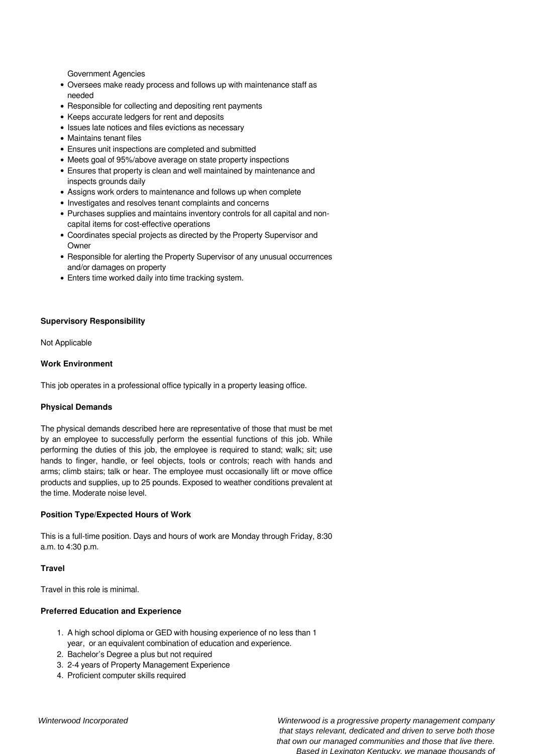Government Agencies

- Oversees make ready process and follows up with maintenance staff as needed
- Responsible for collecting and depositing rent payments
- Keeps accurate ledgers for rent and deposits
- Issues late notices and files evictions as necessary
- Maintains tenant files
- Ensures unit inspections are completed and submitted
- Meets goal of 95%/above average on state property inspections
- Ensures that property is clean and well maintained by maintenance and inspects grounds daily
- Assigns work orders to maintenance and follows up when complete
- Investigates and resolves tenant complaints and concerns
- Purchases supplies and maintains inventory controls for all capital and non-capital items for cost-effective operations
- Coordinates special projects as directed by the Property Supervisor and Owner
- Responsible for alerting the Property Supervisor of any unusual occurrences and/or damages on property
- Enters time worked daily into time tracking system.

**Supervisory Responsibility**

Not Applicable

**Work Environment**

This job operates in a professional office typically in a property leasing office.

**Physical Demands**

The physical demands described here are representative of those that must be met by an employee to successfully perform the essential functions of this job. While performing the duties of this job, the employee is required to stand; walk; sit; use hands to finger, handle, or feel objects, tools or controls; reach with hands and arms; climb stairs; talk or hear. The employee must occasionally lift or move office products and supplies, up to 25 pounds. Exposed to weather conditions prevalent at the time. Moderate noise level.

**Position Type/Expected Hours of Work**

This is a full-time position. Days and hours of work are Monday through Friday, 8:30 a.m. to 4:30 p.m.

**Travel**

Travel in this role is minimal.

**Preferred Education and Experience**

1. A high school diploma or GED with housing experience of no less than 1 year, or an equivalent combination of education and experience.
2. Bachelor's Degree a plus but not required
3. 2-4 years of Property Management Experience
4. Proficient computer skills required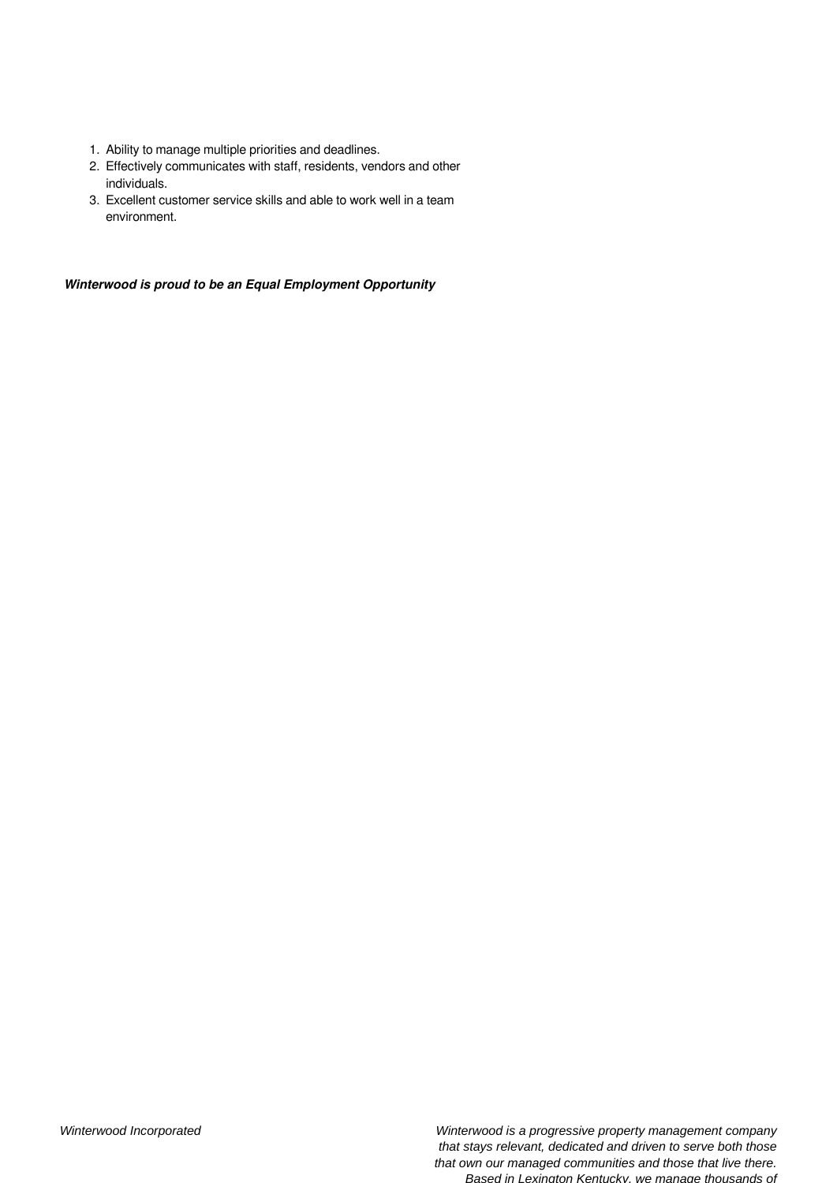1. Ability to manage multiple priorities and deadlines.
2. Effectively communicates with staff, residents, vendors and other individuals.
3. Excellent customer service skills and able to work well in a team environment.

***Winterwood is proud to be an Equal Employment Opportunity***